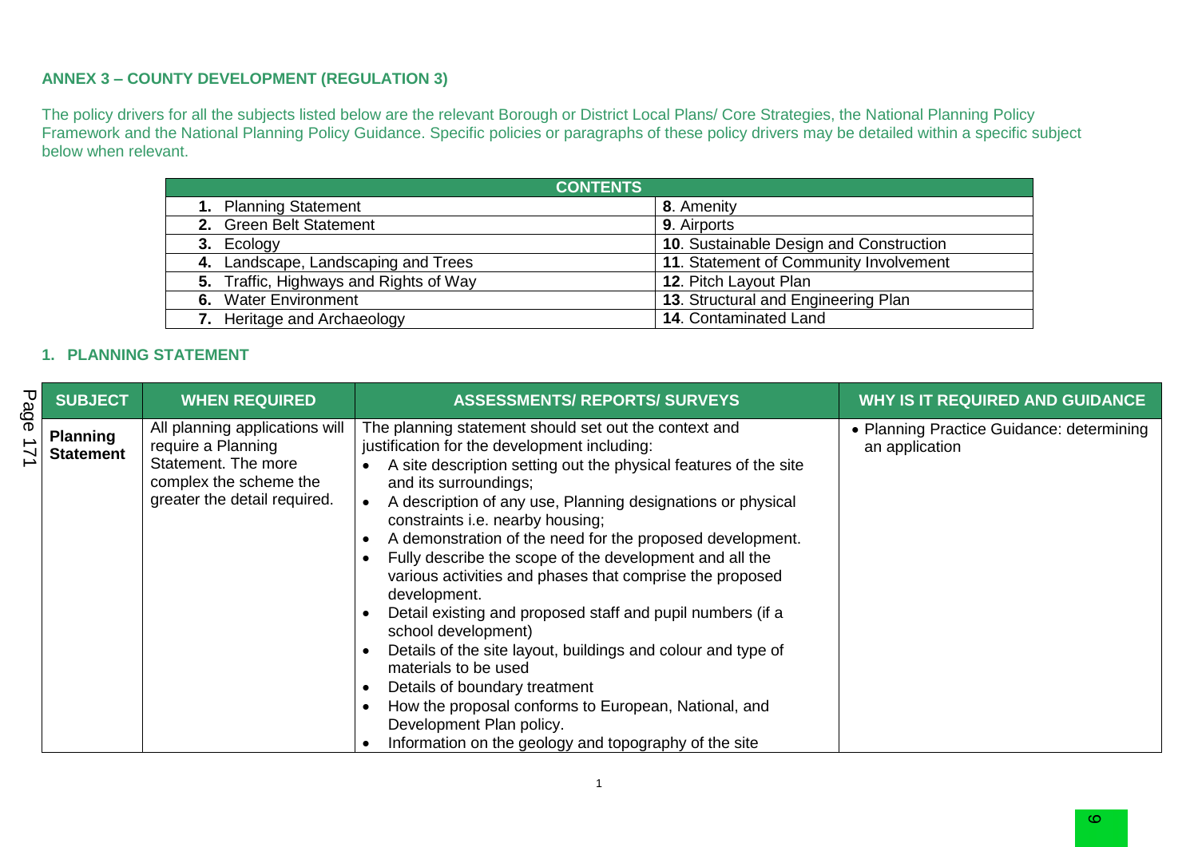## ANNEX 3 – COUNTY DEVELOPMENT (REGULATION 3)

The policy drivers for all the subjects listed below are the relevant Borough or District Local Plans/ Core Strategies, the National Planning Policy Framework and the National Planning Policy Guidance. Specific policies or paragraphs of these policy drivers may be detailed within a specific subject below when relevant.

| CONTENTS | |
|---|---|
| **1.** Planning Statement | **8**. Amenity |
| **2.** Green Belt Statement | **9**. Airports |
| **3.** Ecology | **10**. Sustainable Design and Construction |
| **4.** Landscape, Landscaping and Trees | **11**. Statement of Community Involvement |
| **5.** Traffic, Highways and Rights of Way | **12**. Pitch Layout Plan |
| **6.** Water Environment | **13**. Structural and Engineering Plan |
| **7.** Heritage and Archaeology | **14**. Contaminated Land |

### 1. PLANNING STATEMENT

| SUBJECT | WHEN REQUIRED | ASSESSMENTS/ REPORTS/ SURVEYS | WHY IS IT REQUIRED AND GUIDANCE |
|---|---|---|---|
| **Planning Statement** | All planning applications will require a Planning Statement. The more complex the scheme the greater the detail required. | The planning statement should set out the context and justification for the development including:<br>• A site description setting out the physical features of the site and its surroundings;<br>• A description of any use, Planning designations or physical constraints i.e. nearby housing;<br>• A demonstration of the need for the proposed development.<br>• Fully describe the scope of the development and all the various activities and phases that comprise the proposed development.<br>• Detail existing and proposed staff and pupil numbers (if a school development)<br>• Details of the site layout, buildings and colour and type of materials to be used<br>• Details of boundary treatment<br>• How the proposal conforms to European, National, and Development Plan policy.<br>• Information on the geology and topography of the site | • Planning Practice Guidance: determining an application |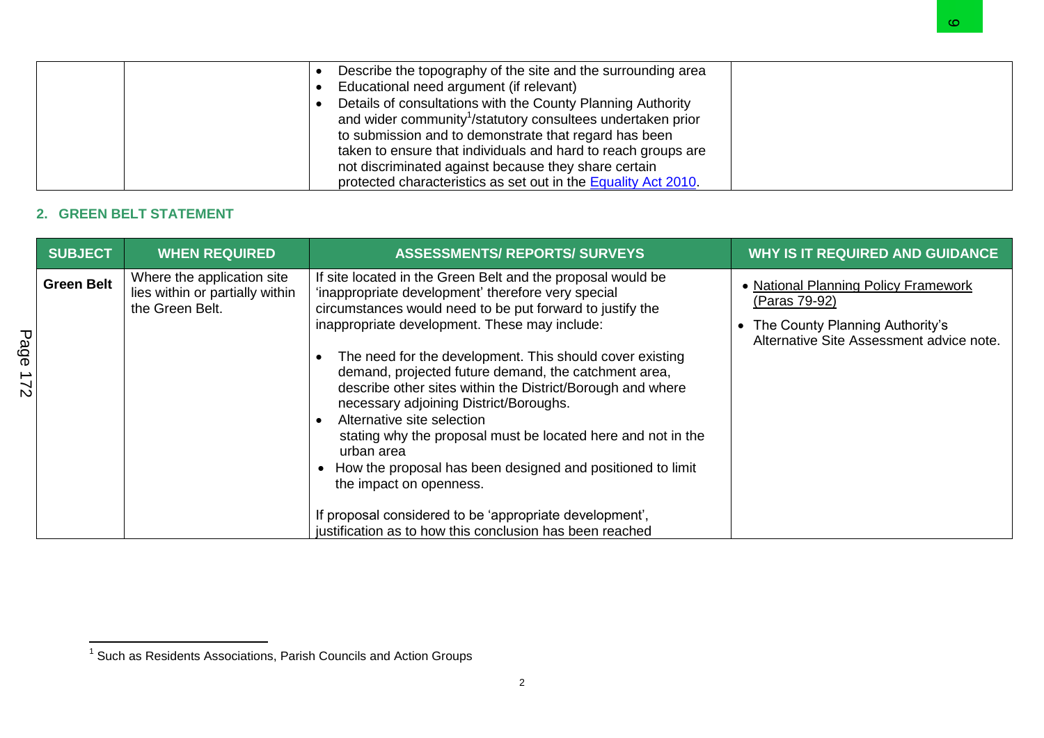| | | | |
|---|---|---|---|
| | | • Describe the topography of the site and the surrounding area<br>• Educational need argument (if relevant)<br>• Details of consultations with the County Planning Authority and wider community[1]/statutory consultees undertaken prior to submission and to demonstrate that regard has been taken to ensure that individuals and hard to reach groups are not discriminated against because they share certain protected characteristics as set out in the Equality Act 2010. | |

## 2. GREEN BELT STATEMENT

| SUBJECT | WHEN REQUIRED | ASSESSMENTS/ REPORTS/ SURVEYS | WHY IS IT REQUIRED AND GUIDANCE |
|---|---|---|---|
| **Green Belt** | Where the application site lies within or partially within the Green Belt. | If site located in the Green Belt and the proposal would be 'inappropriate development' therefore very special circumstances would need to be put forward to justify the inappropriate development. These may include:<br><br>• The need for the development. This should cover existing demand, projected future demand, the catchment area, describe other sites within the District/Borough and where necessary adjoining District/Boroughs.<br>• Alternative site selection stating why the proposal must be located here and not in the urban area<br>• How the proposal has been designed and positioned to limit the impact on openness.<br><br>If proposal considered to be 'appropriate development', justification as to how this conclusion has been reached | • National Planning Policy Framework (Paras 79-92)<br>• The County Planning Authority's Alternative Site Assessment advice note. |

[1] Such as Residents Associations, Parish Councils and Action Groups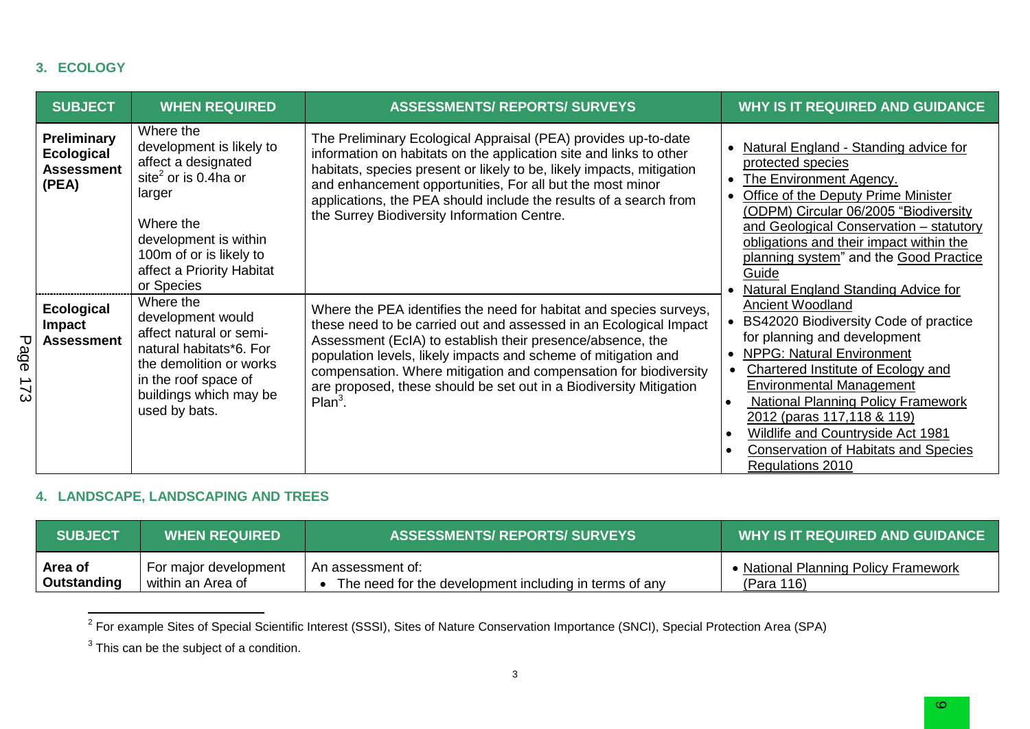## 3. ECOLOGY

| SUBJECT | WHEN REQUIRED | ASSESSMENTS/ REPORTS/ SURVEYS | WHY IS IT REQUIRED AND GUIDANCE |
|---|---|---|---|
| **Preliminary Ecological Assessment (PEA)** | Where the development is likely to affect a designated site[2] or is 0.4ha or larger<br><br>Where the development is within 100m of or is likely to affect a Priority Habitat or Species | The Preliminary Ecological Appraisal (PEA) provides up-to-date information on habitats on the application site and links to other habitats, species present or likely to be, likely impacts, mitigation and enhancement opportunities, For all but the most minor applications, the PEA should include the results of a search from the Surrey Biodiversity Information Centre. | • Natural England - Standing advice for protected species<br>• The Environment Agency.<br>• Office of the Deputy Prime Minister (ODPM) Circular 06/2005 "Biodiversity and Geological Conservation – statutory obligations and their impact within the planning system" and the Good Practice Guide<br>• Natural England Standing Advice for Ancient Woodland<br>• BS42020 Biodiversity Code of practice for planning and development<br>• NPPG: Natural Environment<br>• Chartered Institute of Ecology and Environmental Management<br>• National Planning Policy Framework 2012 (paras 117,118 & 119)<br>• Wildlife and Countryside Act 1981<br>• Conservation of Habitats and Species Regulations 2010 |
| **Ecological Impact Assessment** | Where the development would affect natural or semi-natural habitats*6. For the demolition or works in the roof space of buildings which may be used by bats. | Where the PEA identifies the need for habitat and species surveys, these need to be carried out and assessed in an Ecological Impact Assessment (EcIA) to establish their presence/absence, the population levels, likely impacts and scheme of mitigation and compensation. Where mitigation and compensation for biodiversity are proposed, these should be set out in a Biodiversity Mitigation Plan[3]. | |

## 4. LANDSCAPE, LANDSCAPING AND TREES

| SUBJECT | WHEN REQUIRED | ASSESSMENTS/ REPORTS/ SURVEYS | WHY IS IT REQUIRED AND GUIDANCE |
|---|---|---|---|
| **Area of Outstanding** | For major development within an Area of | An assessment of:<br>• The need for the development including in terms of any | • National Planning Policy Framework (Para 116) |

[2] For example Sites of Special Scientific Interest (SSSI), Sites of Nature Conservation Importance (SNCI), Special Protection Area (SPA)

[3] This can be the subject of a condition.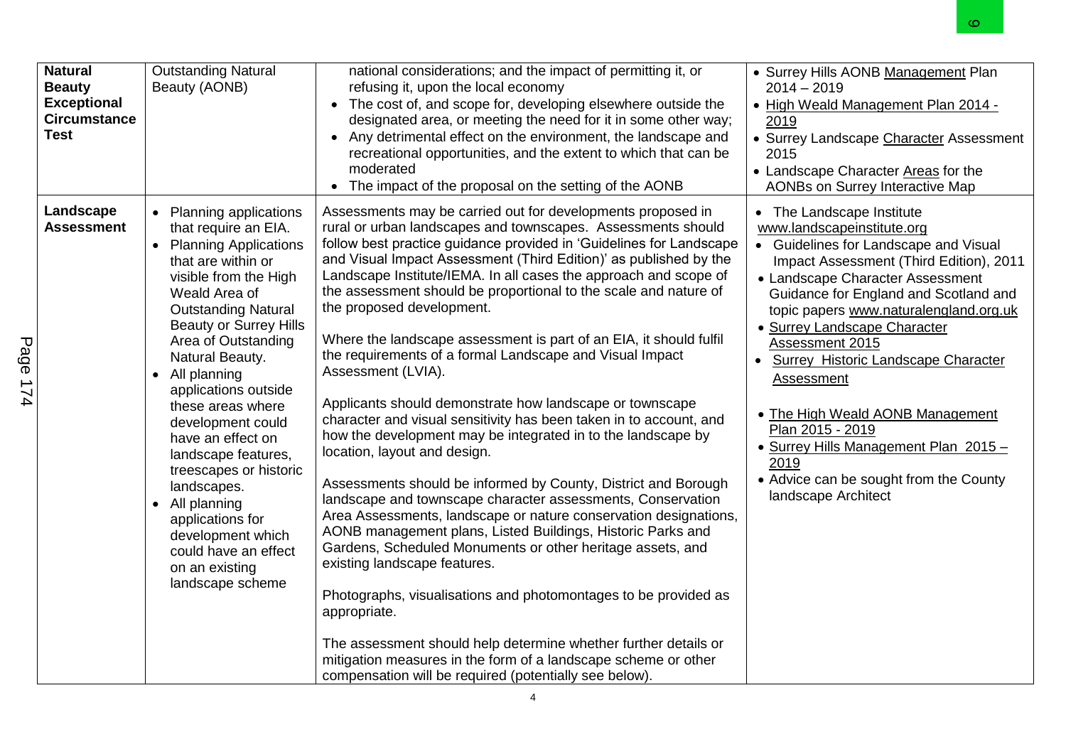| **Natural Beauty Exceptional Circumstance Test** | Outstanding Natural Beauty (AONB) | national considerations; and the impact of permitting it, or refusing it, upon the local economy<br>• The cost of, and scope for, developing elsewhere outside the designated area, or meeting the need for it in some other way;<br>• Any detrimental effect on the environment, the landscape and recreational opportunities, and the extent to which that can be moderated<br>• The impact of the proposal on the setting of the AONB | • Surrey Hills AONB Management Plan 2014 – 2019<br>• High Weald Management Plan 2014 - 2019<br>• Surrey Landscape Character Assessment 2015<br>• Landscape Character Areas for the AONBs on Surrey Interactive Map |
|---|---|---|---|
| **Landscape Assessment** | • Planning applications that require an EIA.<br>• Planning Applications that are within or visible from the High Weald Area of Outstanding Natural Beauty or Surrey Hills Area of Outstanding Natural Beauty.<br>• All planning applications outside these areas where development could have an effect on landscape features, treescapes or historic landscapes.<br>• All planning applications for development which could have an effect on an existing landscape scheme | Assessments may be carried out for developments proposed in rural or urban landscapes and townscapes. Assessments should follow best practice guidance provided in 'Guidelines for Landscape and Visual Impact Assessment (Third Edition)' as published by the Landscape Institute/IEMA. In all cases the approach and scope of the assessment should be proportional to the scale and nature of the proposed development.<br><br>Where the landscape assessment is part of an EIA, it should fulfil the requirements of a formal Landscape and Visual Impact Assessment (LVIA).<br><br>Applicants should demonstrate how landscape or townscape character and visual sensitivity has been taken in to account, and how the development may be integrated in to the landscape by location, layout and design.<br><br>Assessments should be informed by County, District and Borough landscape and townscape character assessments, Conservation Area Assessments, landscape or nature conservation designations, AONB management plans, Listed Buildings, Historic Parks and Gardens, Scheduled Monuments or other heritage assets, and existing landscape features.<br><br>Photographs, visualisations and photomontages to be provided as appropriate.<br><br>The assessment should help determine whether further details or mitigation measures in the form of a landscape scheme or other compensation will be required (potentially see below). | • The Landscape Institute www.landscapeinstitute.org<br>• Guidelines for Landscape and Visual Impact Assessment (Third Edition), 2011<br>• Landscape Character Assessment Guidance for England and Scotland and topic papers www.naturalengland.org.uk<br>• Surrey Landscape Character Assessment 2015<br>• Surrey Historic Landscape Character Assessment<br><br>• The High Weald AONB Management Plan 2015 - 2019<br>• Surrey Hills Management Plan 2015 – 2019<br>• Advice can be sought from the County landscape Architect |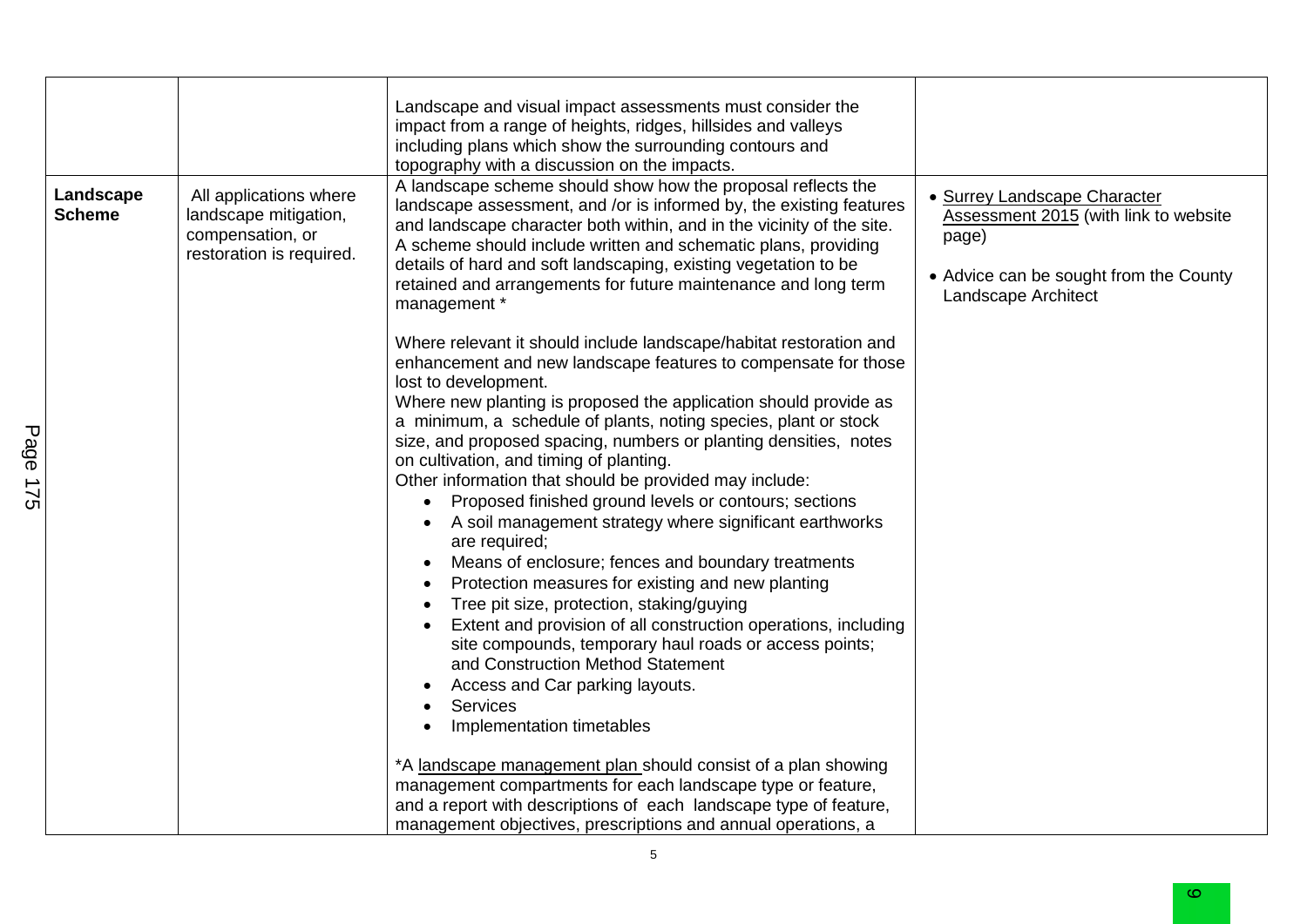| | | | |
|---|---|---|---|
| | | Landscape and visual impact assessments must consider the impact from a range of heights, ridges, hillsides and valleys including plans which show the surrounding contours and topography with a discussion on the impacts. | |
| **Landscape Scheme** | All applications where landscape mitigation, compensation, or restoration is required. | A landscape scheme should show how the proposal reflects the landscape assessment, and /or is informed by, the existing features and landscape character both within, and in the vicinity of the site. A scheme should include written and schematic plans, providing details of hard and soft landscaping, existing vegetation to be retained and arrangements for future maintenance and long term management *<br><br>Where relevant it should include landscape/habitat restoration and enhancement and new landscape features to compensate for those lost to development.<br>Where new planting is proposed the application should provide as a minimum, a schedule of plants, noting species, plant or stock size, and proposed spacing, numbers or planting densities, notes on cultivation, and timing of planting.<br>Other information that should be provided may include:<br>• Proposed finished ground levels or contours; sections<br>• A soil management strategy where significant earthworks are required;<br>• Means of enclosure; fences and boundary treatments<br>• Protection measures for existing and new planting<br>• Tree pit size, protection, staking/guying<br>• Extent and provision of all construction operations, including site compounds, temporary haul roads or access points; and Construction Method Statement<br>• Access and Car parking layouts.<br>• Services<br>• Implementation timetables<br><br>*A landscape management plan should consist of a plan showing management compartments for each landscape type or feature, and a report with descriptions of each landscape type of feature, management objectives, prescriptions and annual operations, a | • Surrey Landscape Character Assessment 2015 (with link to website page)<br><br>• Advice can be sought from the County Landscape Architect |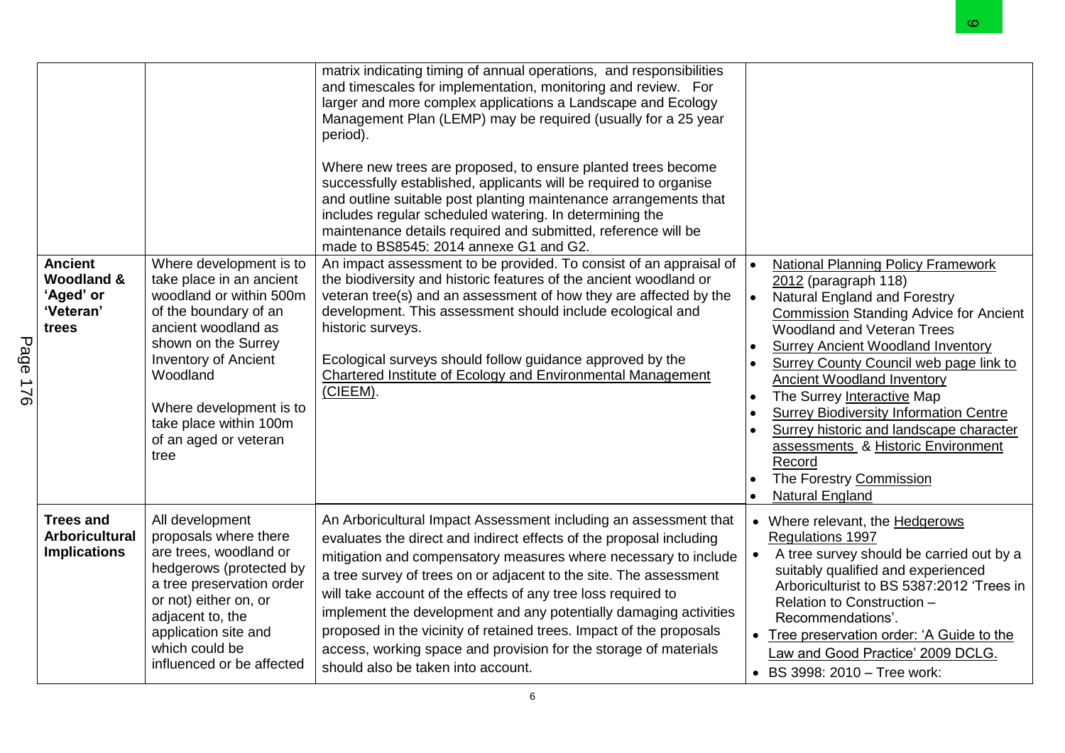| | | | |
|---|---|---|---|
| | | matrix indicating timing of annual operations, and responsibilities and timescales for implementation, monitoring and review. For larger and more complex applications a Landscape and Ecology Management Plan (LEMP) may be required (usually for a 25 year period).<br><br>Where new trees are proposed, to ensure planted trees become successfully established, applicants will be required to organise and outline suitable post planting maintenance arrangements that includes regular scheduled watering. In determining the maintenance details required and submitted, reference will be made to BS8545: 2014 annexe G1 and G2. | |
| **Ancient Woodland & 'Aged' or 'Veteran' trees** | Where development is to take place in an ancient woodland or within 500m of the boundary of an ancient woodland as shown on the Surrey Inventory of Ancient Woodland<br><br>Where development is to take place within 100m of an aged or veteran tree | An impact assessment to be provided. To consist of an appraisal of the biodiversity and historic features of the ancient woodland or veteran tree(s) and an assessment of how they are affected by the development. This assessment should include ecological and historic surveys.<br><br>Ecological surveys should follow guidance approved by the Chartered Institute of Ecology and Environmental Management (CIEEM). | • National Planning Policy Framework 2012 (paragraph 118)<br>• Natural England and Forestry Commission Standing Advice for Ancient Woodland and Veteran Trees<br>• Surrey Ancient Woodland Inventory<br>• Surrey County Council web page link to Ancient Woodland Inventory<br>• The Surrey Interactive Map<br>• Surrey Biodiversity Information Centre<br>• Surrey historic and landscape character assessments & Historic Environment Record<br>• The Forestry Commission<br>• Natural England |
| **Trees and Arboricultural Implications** | All development proposals where there are trees, woodland or hedgerows (protected by a tree preservation order or not) either on, or adjacent to, the application site and which could be influenced or be affected | An Arboricultural Impact Assessment including an assessment that evaluates the direct and indirect effects of the proposal including mitigation and compensatory measures where necessary to include a tree survey of trees on or adjacent to the site. The assessment will take account of the effects of any tree loss required to implement the development and any potentially damaging activities proposed in the vicinity of retained trees. Impact of the proposals access, working space and provision for the storage of materials should also be taken into account. | • Where relevant, the Hedgerows Regulations 1997<br>• A tree survey should be carried out by a suitably qualified and experienced Arboriculturist to BS 5387:2012 'Trees in Relation to Construction – Recommendations'.<br>• Tree preservation order: 'A Guide to the Law and Good Practice' 2009 DCLG.<br>• BS 3998: 2010 – Tree work: |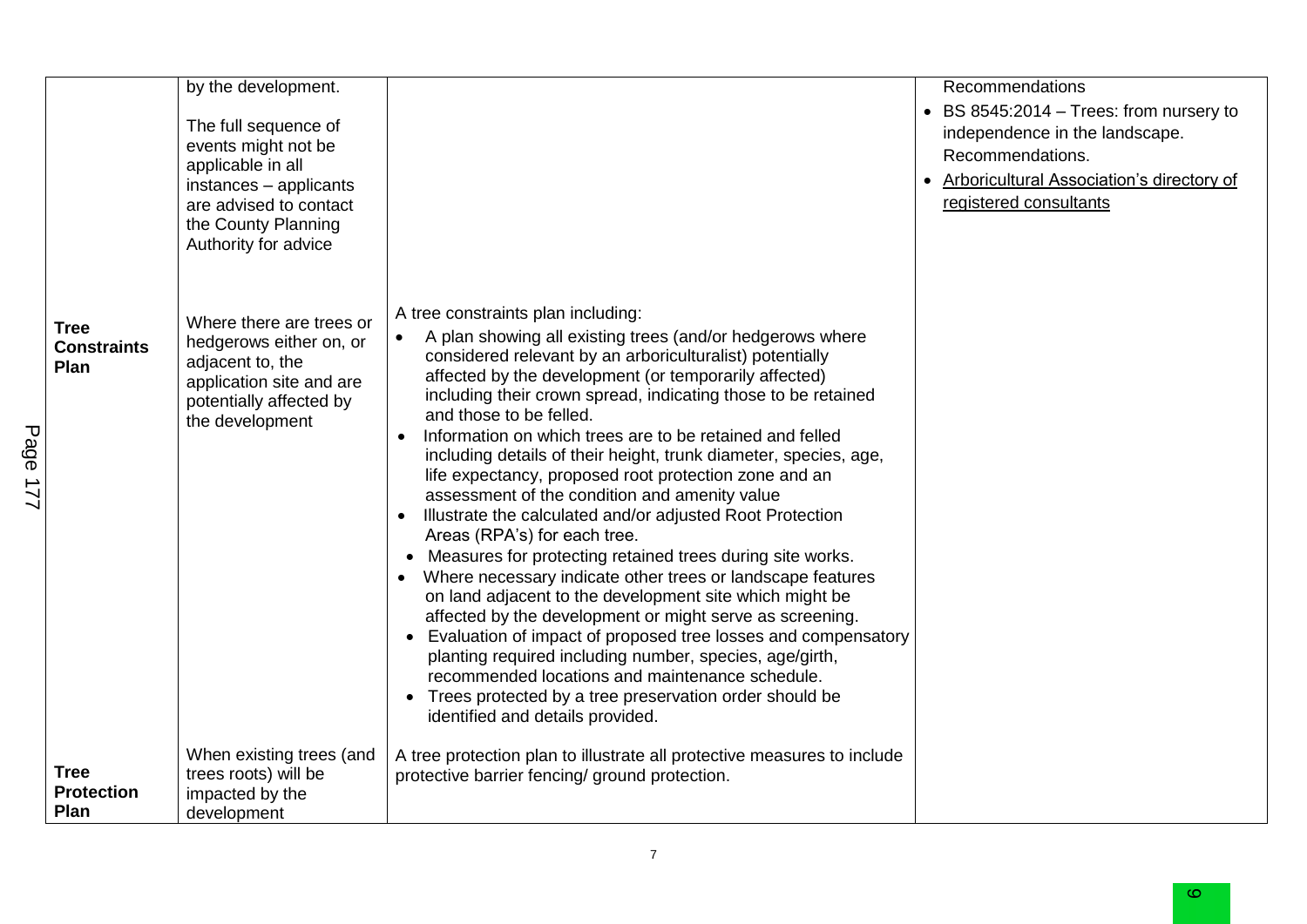| | | | |
|---|---|---|---|
| | by the development.<br><br>The full sequence of events might not be applicable in all instances – applicants are advised to contact the County Planning Authority for advice | | Recommendations<br>• BS 8545:2014 – Trees: from nursery to independence in the landscape. Recommendations.<br>• Arboricultural Association's directory of registered consultants |
| **Tree Constraints Plan** | Where there are trees or hedgerows either on, or adjacent to, the application site and are potentially affected by the development | A tree constraints plan including:<br>• A plan showing all existing trees (and/or hedgerows where considered relevant by an arboriculturalist) potentially affected by the development (or temporarily affected) including their crown spread, indicating those to be retained and those to be felled.<br>• Information on which trees are to be retained and felled including details of their height, trunk diameter, species, age, life expectancy, proposed root protection zone and an assessment of the condition and amenity value<br>• Illustrate the calculated and/or adjusted Root Protection Areas (RPA's) for each tree.<br>• Measures for protecting retained trees during site works.<br>• Where necessary indicate other trees or landscape features on land adjacent to the development site which might be affected by the development or might serve as screening.<br>• Evaluation of impact of proposed tree losses and compensatory planting required including number, species, age/girth, recommended locations and maintenance schedule.<br>• Trees protected by a tree preservation order should be identified and details provided. | |
| **Tree Protection Plan** | When existing trees (and trees roots) will be impacted by the development | A tree protection plan to illustrate all protective measures to include protective barrier fencing/ ground protection. | |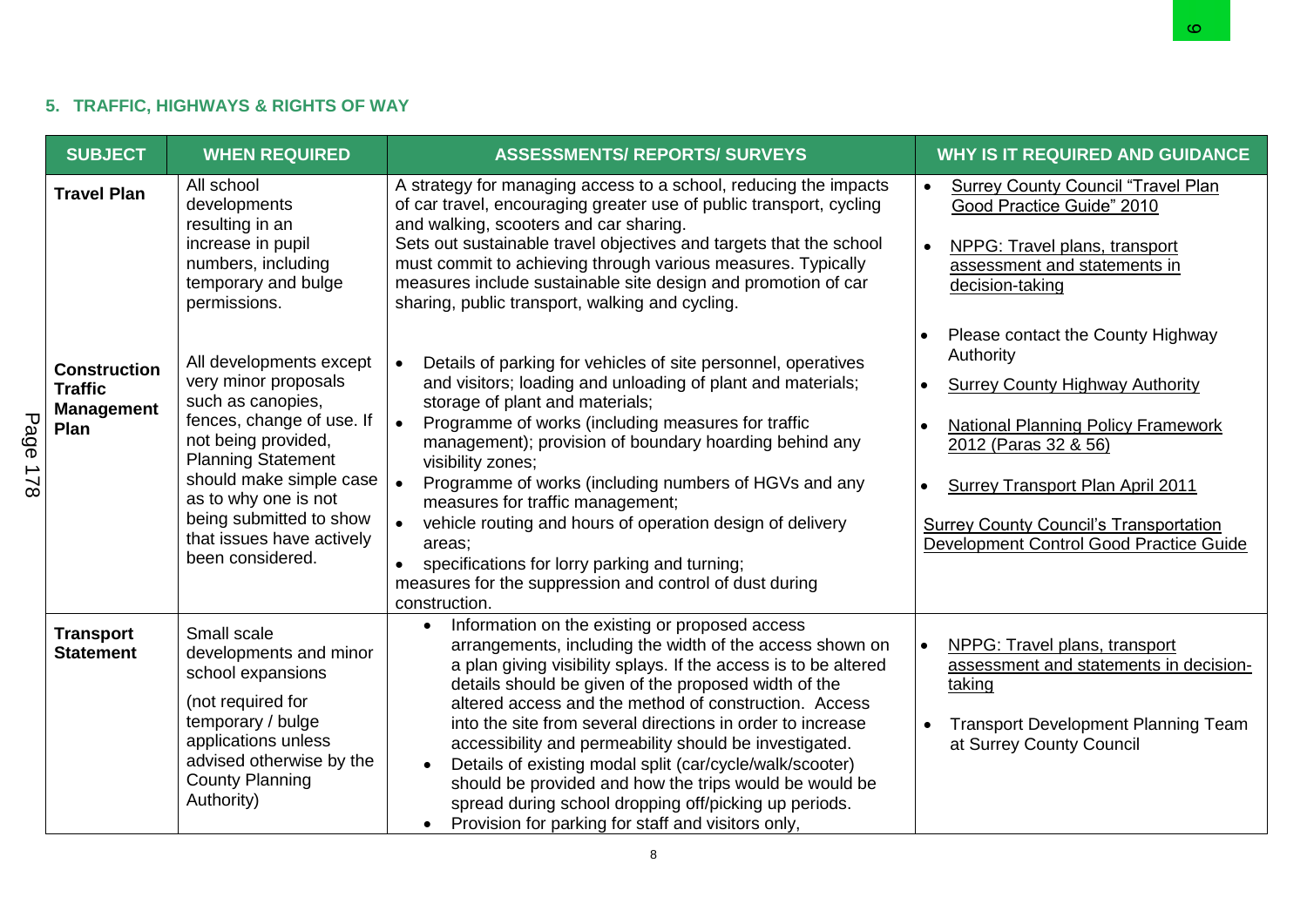## 5. TRAFFIC, HIGHWAYS & RIGHTS OF WAY

| SUBJECT | WHEN REQUIRED | ASSESSMENTS/ REPORTS/ SURVEYS | WHY IS IT REQUIRED AND GUIDANCE |
|---|---|---|---|
| **Travel Plan** | All school developments resulting in an increase in pupil numbers, including temporary and bulge permissions. | A strategy for managing access to a school, reducing the impacts of car travel, encouraging greater use of public transport, cycling and walking, scooters and car sharing.<br>Sets out sustainable travel objectives and targets that the school must commit to achieving through various measures. Typically measures include sustainable site design and promotion of car sharing, public transport, walking and cycling. | • Surrey County Council "Travel Plan Good Practice Guide" 2010<br>• NPPG: Travel plans, transport assessment and statements in decision-taking |
| **Construction Traffic Management Plan** | All developments except very minor proposals such as canopies, fences, change of use. If not being provided, Planning Statement should make simple case as to why one is not being submitted to show that issues have actively been considered. | • Details of parking for vehicles of site personnel, operatives and visitors; loading and unloading of plant and materials; storage of plant and materials;<br>• Programme of works (including measures for traffic management); provision of boundary hoarding behind any visibility zones;<br>• Programme of works (including numbers of HGVs and any measures for traffic management;<br>• vehicle routing and hours of operation design of delivery areas;<br>• specifications for lorry parking and turning;<br>measures for the suppression and control of dust during construction. | • Please contact the County Highway Authority<br>• Surrey County Highway Authority<br>• National Planning Policy Framework 2012 (Paras 32 & 56)<br>• Surrey Transport Plan April 2011<br>Surrey County Council's Transportation Development Control Good Practice Guide |
| **Transport Statement** | Small scale developments and minor school expansions<br>(not required for temporary / bulge applications unless advised otherwise by the County Planning Authority) | • Information on the existing or proposed access arrangements, including the width of the access shown on a plan giving visibility splays. If the access is to be altered details should be given of the proposed width of the altered access and the method of construction. Access into the site from several directions in order to increase accessibility and permeability should be investigated.<br>• Details of existing modal split (car/cycle/walk/scooter) should be provided and how the trips would be would be spread during school dropping off/picking up periods.<br>• Provision for parking for staff and visitors only, | • NPPG: Travel plans, transport assessment and statements in decision-taking<br>• Transport Development Planning Team at Surrey County Council |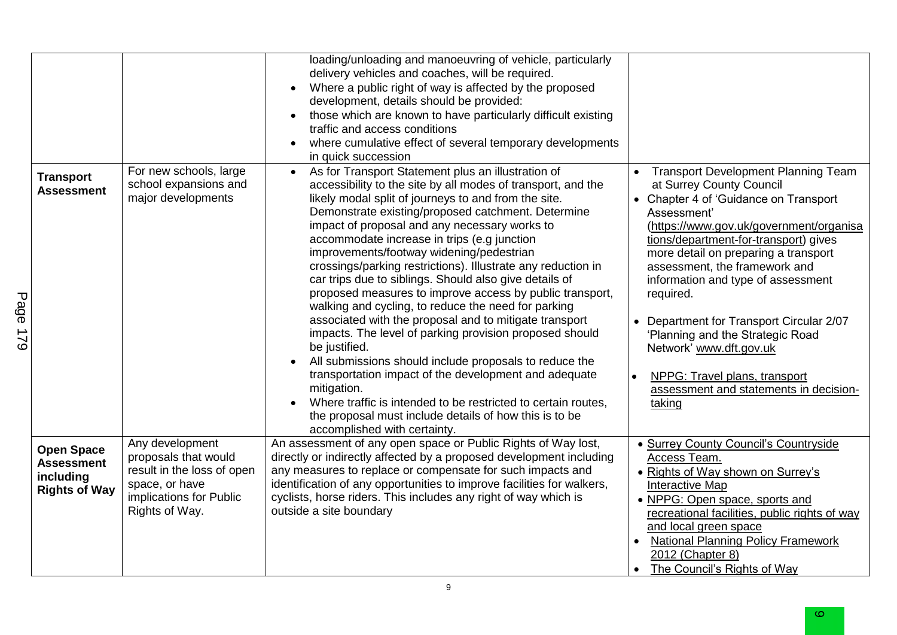| | | | |
|---|---|---|---|
| | | loading/unloading and manoeuvring of vehicle, particularly delivery vehicles and coaches, will be required.<br>• Where a public right of way is affected by the proposed development, details should be provided:<br>• those which are known to have particularly difficult existing traffic and access conditions<br>• where cumulative effect of several temporary developments in quick succession | |
| **Transport Assessment** | For new schools, large school expansions and major developments | • As for Transport Statement plus an illustration of accessibility to the site by all modes of transport, and the likely modal split of journeys to and from the site. Demonstrate existing/proposed catchment. Determine impact of proposal and any necessary works to accommodate increase in trips (e.g junction improvements/footway widening/pedestrian crossings/parking restrictions). Illustrate any reduction in car trips due to siblings. Should also give details of proposed measures to improve access by public transport, walking and cycling, to reduce the need for parking associated with the proposal and to mitigate transport impacts. The level of parking provision proposed should be justified.<br>• All submissions should include proposals to reduce the transportation impact of the development and adequate mitigation.<br>• Where traffic is intended to be restricted to certain routes, the proposal must include details of how this is to be accomplished with certainty. | • Transport Development Planning Team at Surrey County Council<br>• Chapter 4 of 'Guidance on Transport Assessment' (https://www.gov.uk/government/organisations/department-for-transport) gives more detail on preparing a transport assessment, the framework and information and type of assessment required.<br>• Department for Transport Circular 2/07 'Planning and the Strategic Road Network' www.dft.gov.uk<br>• NPPG: Travel plans, transport assessment and statements in decision-taking |
| **Open Space Assessment including Rights of Way** | Any development proposals that would result in the loss of open space, or have implications for Public Rights of Way. | An assessment of any open space or Public Rights of Way lost, directly or indirectly affected by a proposed development including any measures to replace or compensate for such impacts and identification of any opportunities to improve facilities for walkers, cyclists, horse riders. This includes any right of way which is outside a site boundary | • Surrey County Council's Countryside Access Team.<br>• Rights of Way shown on Surrey's Interactive Map<br>• NPPG: Open space, sports and recreational facilities, public rights of way and local green space<br>• National Planning Policy Framework 2012 (Chapter 8)<br>• The Council's Rights of Way |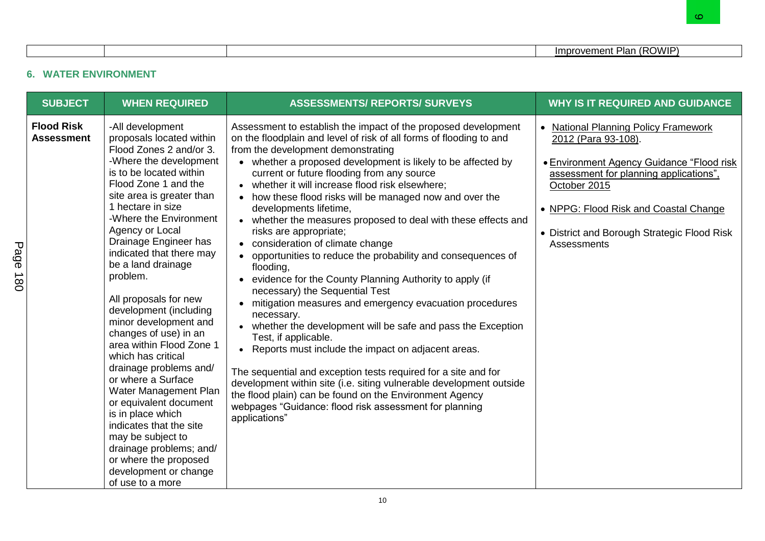| | | | Improvement Plan (ROWIP) |
|---|---|---|---|

## 6. WATER ENVIRONMENT

| SUBJECT | WHEN REQUIRED | ASSESSMENTS/ REPORTS/ SURVEYS | WHY IS IT REQUIRED AND GUIDANCE |
|---|---|---|---|
| **Flood Risk Assessment** | -All development proposals located within Flood Zones 2 and/or 3.<br>-Where the development is to be located within Flood Zone 1 and the site area is greater than 1 hectare in size<br>-Where the Environment Agency or Local Drainage Engineer has indicated that there may be a land drainage problem.<br><br>All proposals for new development (including minor development and changes of use) in an area within Flood Zone 1 which has critical drainage problems and/ or where a Surface Water Management Plan or equivalent document is in place which indicates that the site may be subject to drainage problems; and/ or where the proposed development or change of use to a more | Assessment to establish the impact of the proposed development on the floodplain and level of risk of all forms of flooding to and from the development demonstrating<br>• whether a proposed development is likely to be affected by current or future flooding from any source<br>• whether it will increase flood risk elsewhere;<br>• how these flood risks will be managed now and over the developments lifetime,<br>• whether the measures proposed to deal with these effects and risks are appropriate;<br>• consideration of climate change<br>• opportunities to reduce the probability and consequences of flooding,<br>• evidence for the County Planning Authority to apply (if necessary) the Sequential Test<br>• mitigation measures and emergency evacuation procedures necessary.<br>• whether the development will be safe and pass the Exception Test, if applicable.<br>• Reports must include the impact on adjacent areas.<br><br>The sequential and exception tests required for a site and for development within site (i.e. siting vulnerable development outside the flood plain) can be found on the Environment Agency webpages "Guidance: flood risk assessment for planning applications" | • National Planning Policy Framework 2012 (Para 93-108).<br>• Environment Agency Guidance "Flood risk assessment for planning applications", October 2015<br>• NPPG: Flood Risk and Coastal Change<br>• District and Borough Strategic Flood Risk Assessments |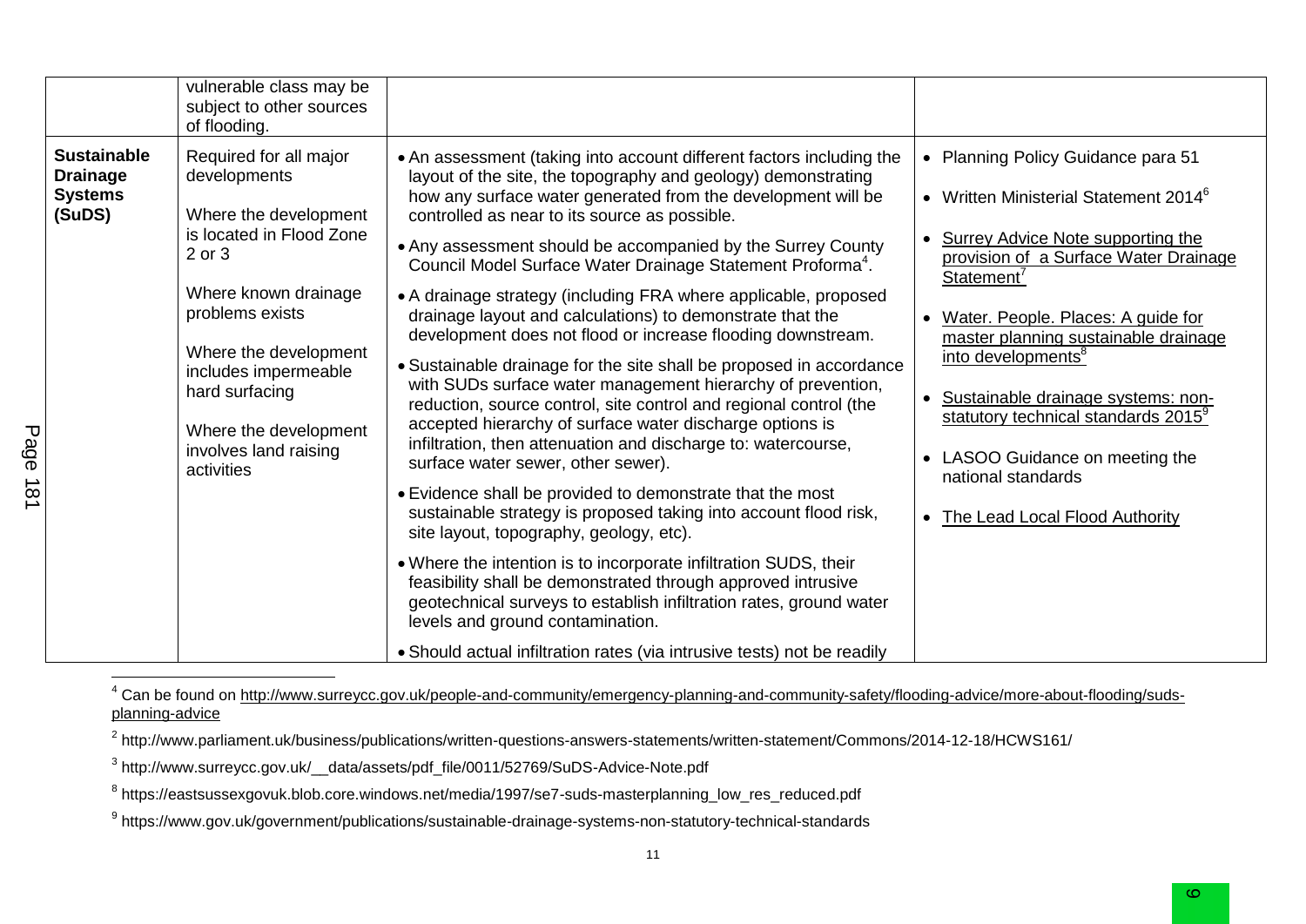| | | | |
|---|---|---|---|
| | vulnerable class may be subject to other sources of flooding. | | |
| **Sustainable Drainage Systems (SuDS)** | Required for all major developments<br><br>Where the development is located in Flood Zone 2 or 3<br><br>Where known drainage problems exists<br><br>Where the development includes impermeable hard surfacing<br><br>Where the development involves land raising activities | • An assessment (taking into account different factors including the layout of the site, the topography and geology) demonstrating how any surface water generated from the development will be controlled as near to its source as possible.<br>• Any assessment should be accompanied by the Surrey County Council Model Surface Water Drainage Statement Proforma[4].<br>• A drainage strategy (including FRA where applicable, proposed drainage layout and calculations) to demonstrate that the development does not flood or increase flooding downstream.<br>• Sustainable drainage for the site shall be proposed in accordance with SUDs surface water management hierarchy of prevention, reduction, source control, site control and regional control (the accepted hierarchy of surface water discharge options is infiltration, then attenuation and discharge to: watercourse, surface water sewer, other sewer).<br>• Evidence shall be provided to demonstrate that the most sustainable strategy is proposed taking into account flood risk, site layout, topography, geology, etc).<br>• Where the intention is to incorporate infiltration SUDS, their feasibility shall be demonstrated through approved intrusive geotechnical surveys to establish infiltration rates, ground water levels and ground contamination.<br>• Should actual infiltration rates (via intrusive tests) not be readily | • Planning Policy Guidance para 51<br>• Written Ministerial Statement 2014[6]<br>• Surrey Advice Note supporting the provision of a Surface Water Drainage Statement[7]<br>• Water. People. Places: A guide for master planning sustainable drainage into developments[8]<br>• Sustainable drainage systems: non-statutory technical standards 2015[9]<br>• LASOO Guidance on meeting the national standards<br>• The Lead Local Flood Authority |

[4] Can be found on http://www.surreycc.gov.uk/people-and-community/emergency-planning-and-community-safety/flooding-advice/more-about-flooding/suds-planning-advice

[2] http://www.parliament.uk/business/publications/written-questions-answers-statements/written-statement/Commons/2014-12-18/HCWS161/

[3] http://www.surreycc.gov.uk/__data/assets/pdf_file/0011/52769/SuDS-Advice-Note.pdf

[8] https://eastsussexgovuk.blob.core.windows.net/media/1997/se7-suds-masterplanning_low_res_reduced.pdf

[9] https://www.gov.uk/government/publications/sustainable-drainage-systems-non-statutory-technical-standards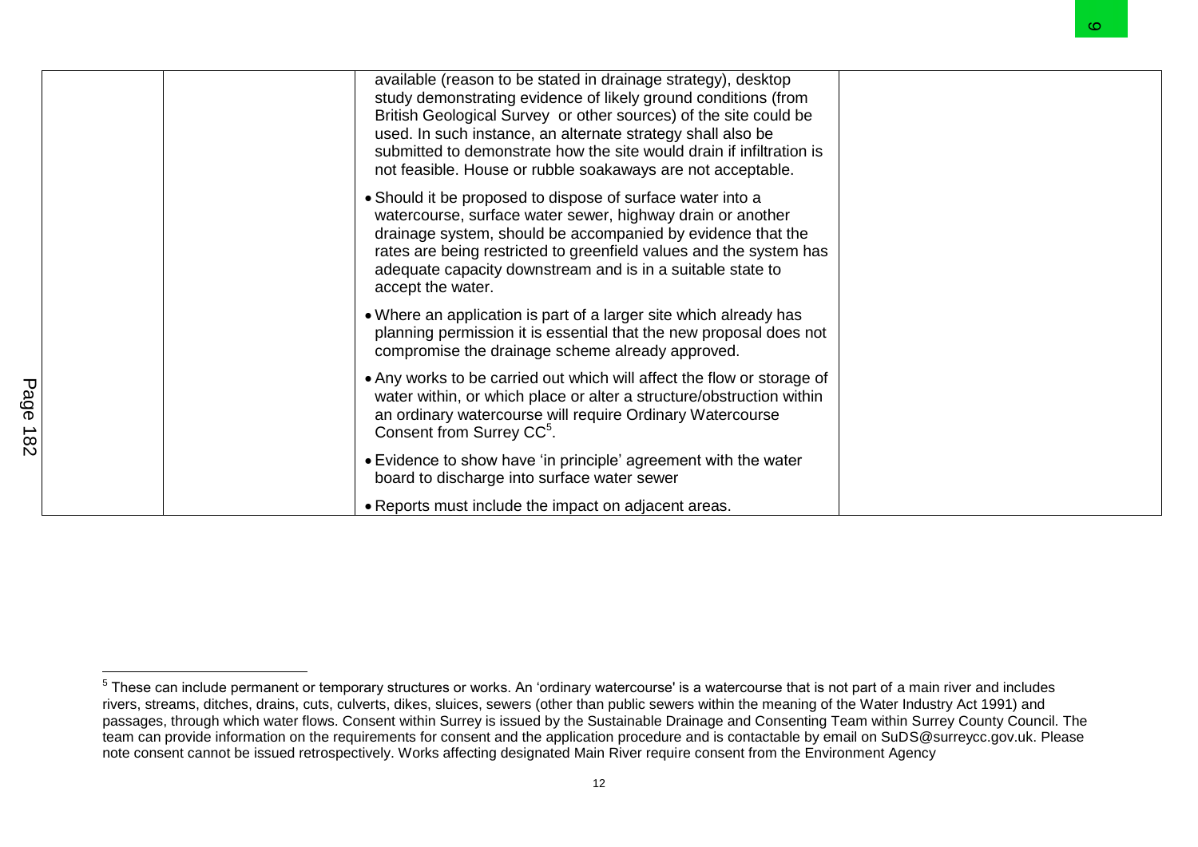|  |  |  |  |
|---|---|---|---|
|  |  | available (reason to be stated in drainage strategy), desktop study demonstrating evidence of likely ground conditions (from British Geological Survey or other sources) of the site could be used. In such instance, an alternate strategy shall also be submitted to demonstrate how the site would drain if infiltration is not feasible. House or rubble soakaways are not acceptable.<br>• Should it be proposed to dispose of surface water into a watercourse, surface water sewer, highway drain or another drainage system, should be accompanied by evidence that the rates are being restricted to greenfield values and the system has adequate capacity downstream and is in a suitable state to accept the water.<br>• Where an application is part of a larger site which already has planning permission it is essential that the new proposal does not compromise the drainage scheme already approved.<br>• Any works to be carried out which will affect the flow or storage of water within, or which place or alter a structure/obstruction within an ordinary watercourse will require Ordinary Watercourse Consent from Surrey CC[5].<br>• Evidence to show have 'in principle' agreement with the water board to discharge into surface water sewer<br>• Reports must include the impact on adjacent areas. |  |

[5] These can include permanent or temporary structures or works. An 'ordinary watercourse' is a watercourse that is not part of a main river and includes rivers, streams, ditches, drains, cuts, culverts, dikes, sluices, sewers (other than public sewers within the meaning of the Water Industry Act 1991) and passages, through which water flows. Consent within Surrey is issued by the Sustainable Drainage and Consenting Team within Surrey County Council. The team can provide information on the requirements for consent and the application procedure and is contactable by email on SuDS@surreycc.gov.uk. Please note consent cannot be issued retrospectively. Works affecting designated Main River require consent from the Environment Agency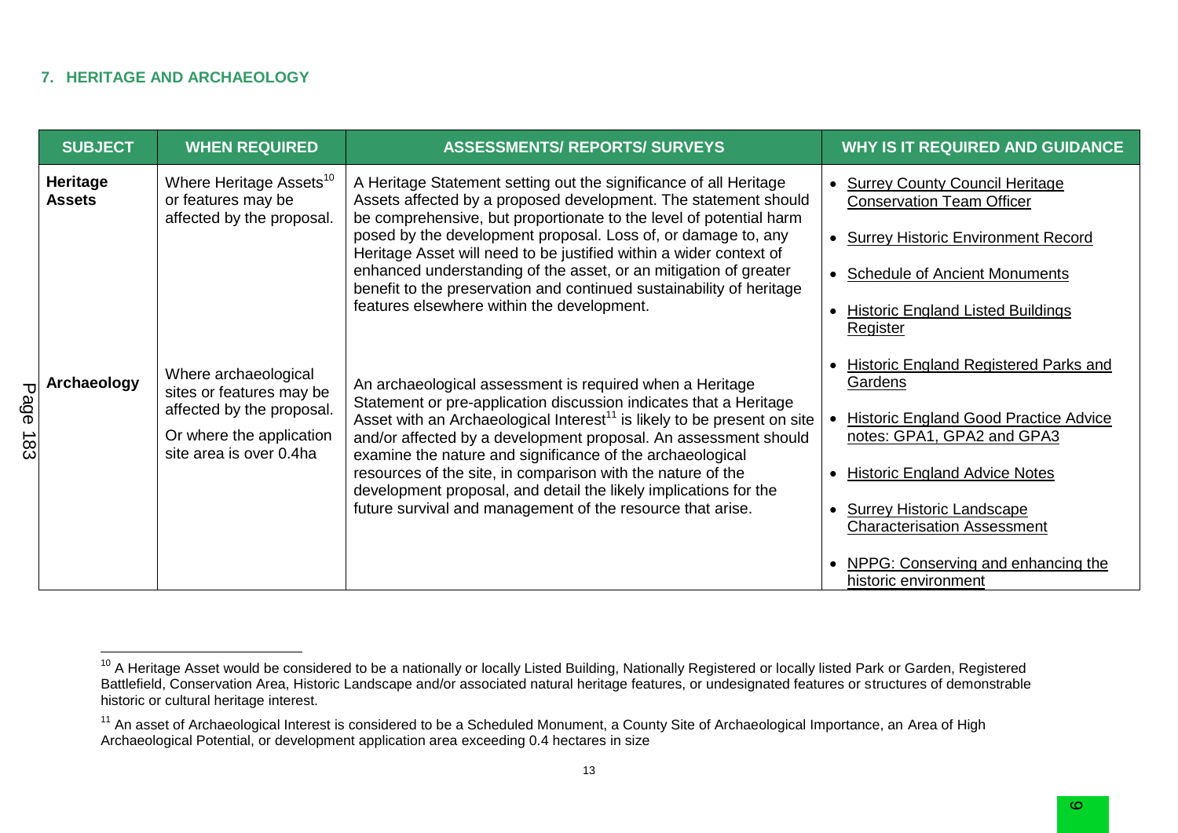### 7. HERITAGE AND ARCHAEOLOGY

| SUBJECT | WHEN REQUIRED | ASSESSMENTS/ REPORTS/ SURVEYS | WHY IS IT REQUIRED AND GUIDANCE |
|---|---|---|---|
| **Heritage Assets** | Where Heritage Assets[10] or features may be affected by the proposal. | A Heritage Statement setting out the significance of all Heritage Assets affected by a proposed development. The statement should be comprehensive, but proportionate to the level of potential harm posed by the development proposal. Loss of, or damage to, any Heritage Asset will need to be justified within a wider context of enhanced understanding of the asset, or an mitigation of greater benefit to the preservation and continued sustainability of heritage features elsewhere within the development. | • Surrey County Council Heritage Conservation Team Officer<br>• Surrey Historic Environment Record<br>• Schedule of Ancient Monuments<br>• Historic England Listed Buildings Register<br>• Historic England Registered Parks and Gardens<br>• Historic England Good Practice Advice notes: GPA1, GPA2 and GPA3<br>• Historic England Advice Notes<br>• Surrey Historic Landscape Characterisation Assessment<br>• NPPG: Conserving and enhancing the historic environment |
| **Archaeology** | Where archaeological sites or features may be affected by the proposal.<br>Or where the application site area is over 0.4ha | An archaeological assessment is required when a Heritage Statement or pre-application discussion indicates that a Heritage Asset with an Archaeological Interest[11] is likely to be present on site and/or affected by a development proposal. An assessment should examine the nature and significance of the archaeological resources of the site, in comparison with the nature of the development proposal, and detail the likely implications for the future survival and management of the resource that arise. | |

[10] A Heritage Asset would be considered to be a nationally or locally Listed Building, Nationally Registered or locally listed Park or Garden, Registered Battlefield, Conservation Area, Historic Landscape and/or associated natural heritage features, or undesignated features or structures of demonstrable historic or cultural heritage interest.

[11] An asset of Archaeological Interest is considered to be a Scheduled Monument, a County Site of Archaeological Importance, an Area of High Archaeological Potential, or development application area exceeding 0.4 hectares in size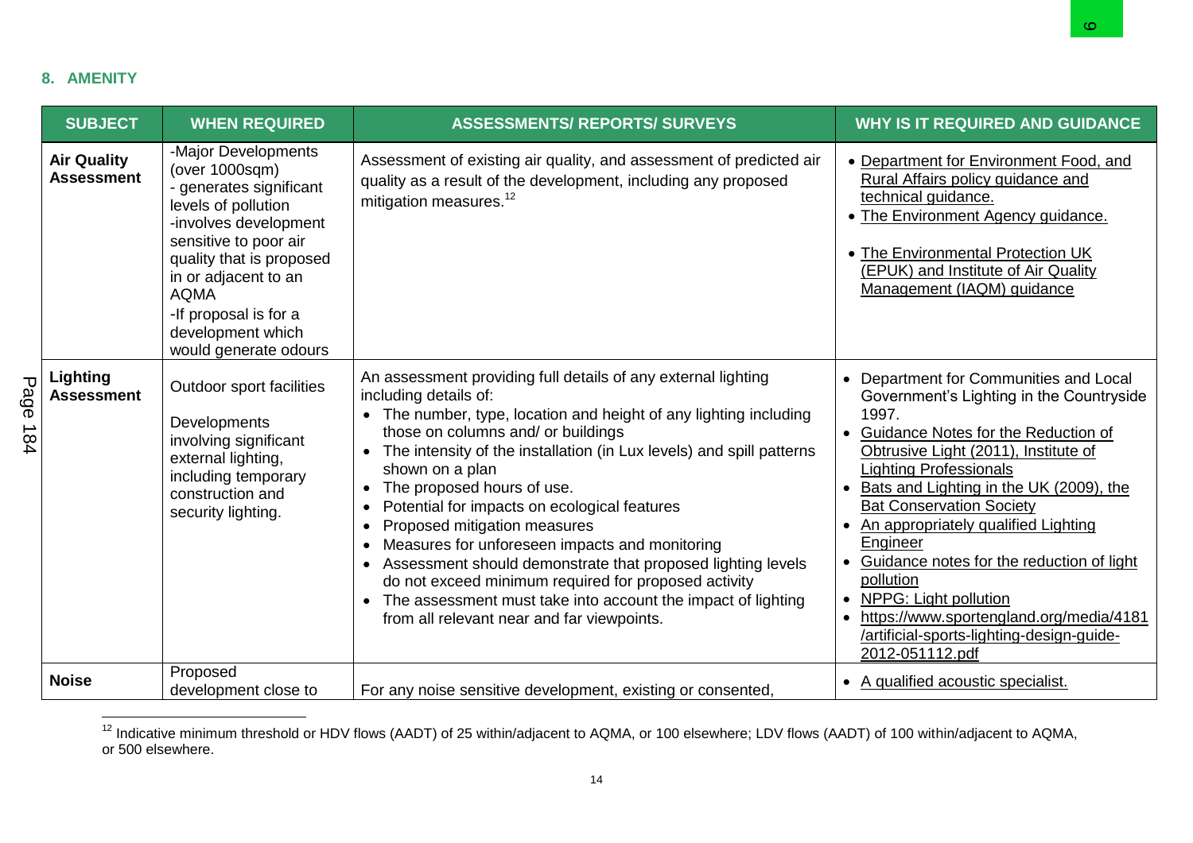## 8. AMENITY

| SUBJECT | WHEN REQUIRED | ASSESSMENTS/ REPORTS/ SURVEYS | WHY IS IT REQUIRED AND GUIDANCE |
|---|---|---|---|
| **Air Quality Assessment** | -Major Developments (over 1000sqm)<br>- generates significant levels of pollution<br>-involves development sensitive to poor air quality that is proposed in or adjacent to an AQMA<br>-If proposal is for a development which would generate odours | Assessment of existing air quality, and assessment of predicted air quality as a result of the development, including any proposed mitigation measures.[12] | • Department for Environment Food, and Rural Affairs policy guidance and technical guidance.<br>• The Environment Agency guidance.<br>• The Environmental Protection UK (EPUK) and Institute of Air Quality Management (IAQM) guidance |
| **Lighting Assessment** | Outdoor sport facilities<br><br>Developments involving significant external lighting, including temporary construction and security lighting. | An assessment providing full details of any external lighting including details of:<br>• The number, type, location and height of any lighting including those on columns and/ or buildings<br>• The intensity of the installation (in Lux levels) and spill patterns shown on a plan<br>• The proposed hours of use.<br>• Potential for impacts on ecological features<br>• Proposed mitigation measures<br>• Measures for unforeseen impacts and monitoring<br>• Assessment should demonstrate that proposed lighting levels do not exceed minimum required for proposed activity<br>• The assessment must take into account the impact of lighting from all relevant near and far viewpoints. | • Department for Communities and Local Government's Lighting in the Countryside 1997.<br>• Guidance Notes for the Reduction of Obtrusive Light (2011), Institute of Lighting Professionals<br>• Bats and Lighting in the UK (2009), the Bat Conservation Society<br>• An appropriately qualified Lighting Engineer<br>• Guidance notes for the reduction of light pollution<br>• NPPG: Light pollution<br>• https://www.sportengland.org/media/4181/artificial-sports-lighting-design-guide-2012-051112.pdf |
| **Noise** | Proposed development close to | For any noise sensitive development, existing or consented, | • A qualified acoustic specialist. |

[12] Indicative minimum threshold or HDV flows (AADT) of 25 within/adjacent to AQMA, or 100 elsewhere; LDV flows (AADT) of 100 within/adjacent to AQMA, or 500 elsewhere.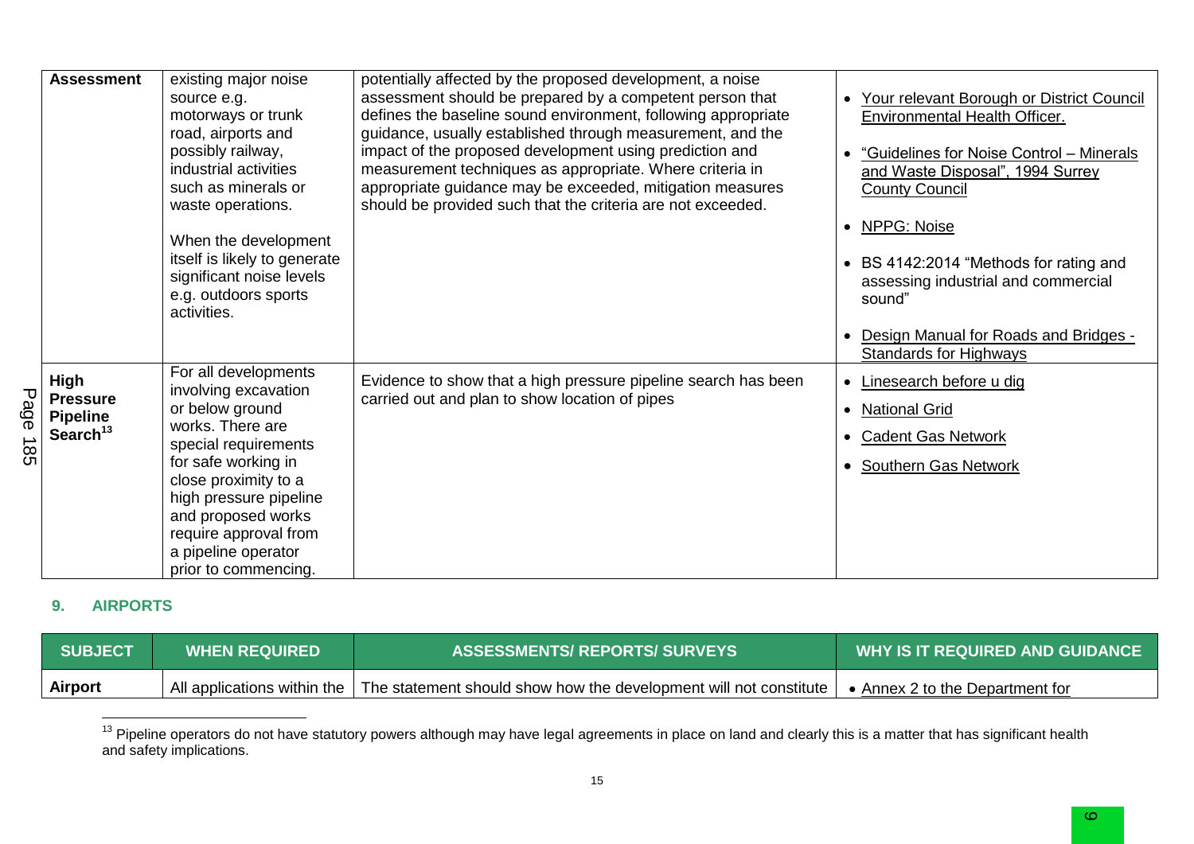| | | | |
|---|---|---|---|
| **Assessment** | existing major noise source e.g. motorways or trunk road, airports and possibly railway, industrial activities such as minerals or waste operations.<br><br>When the development itself is likely to generate significant noise levels e.g. outdoors sports activities. | potentially affected by the proposed development, a noise assessment should be prepared by a competent person that defines the baseline sound environment, following appropriate guidance, usually established through measurement, and the impact of the proposed development using prediction and measurement techniques as appropriate. Where criteria in appropriate guidance may be exceeded, mitigation measures should be provided such that the criteria are not exceeded. | • Your relevant Borough or District Council Environmental Health Officer.<br><br>• "Guidelines for Noise Control – Minerals and Waste Disposal", 1994 Surrey County Council<br><br>• NPPG: Noise<br><br>• BS 4142:2014 "Methods for rating and assessing industrial and commercial sound"<br><br>• Design Manual for Roads and Bridges - Standards for Highways |
| **High Pressure Pipeline Search**[13] | For all developments involving excavation or below ground works. There are special requirements for safe working in close proximity to a high pressure pipeline and proposed works require approval from a pipeline operator prior to commencing. | Evidence to show that a high pressure pipeline search has been carried out and plan to show location of pipes | • Linesearch before u dig<br>• National Grid<br>• Cadent Gas Network<br>• Southern Gas Network |

## 9. AIRPORTS

| SUBJECT | WHEN REQUIRED | ASSESSMENTS/ REPORTS/ SURVEYS | WHY IS IT REQUIRED AND GUIDANCE |
|---|---|---|---|
| **Airport** | All applications within the | The statement should show how the development will not constitute | • Annex 2 to the Department for |

[13] Pipeline operators do not have statutory powers although may have legal agreements in place on land and clearly this is a matter that has significant health and safety implications.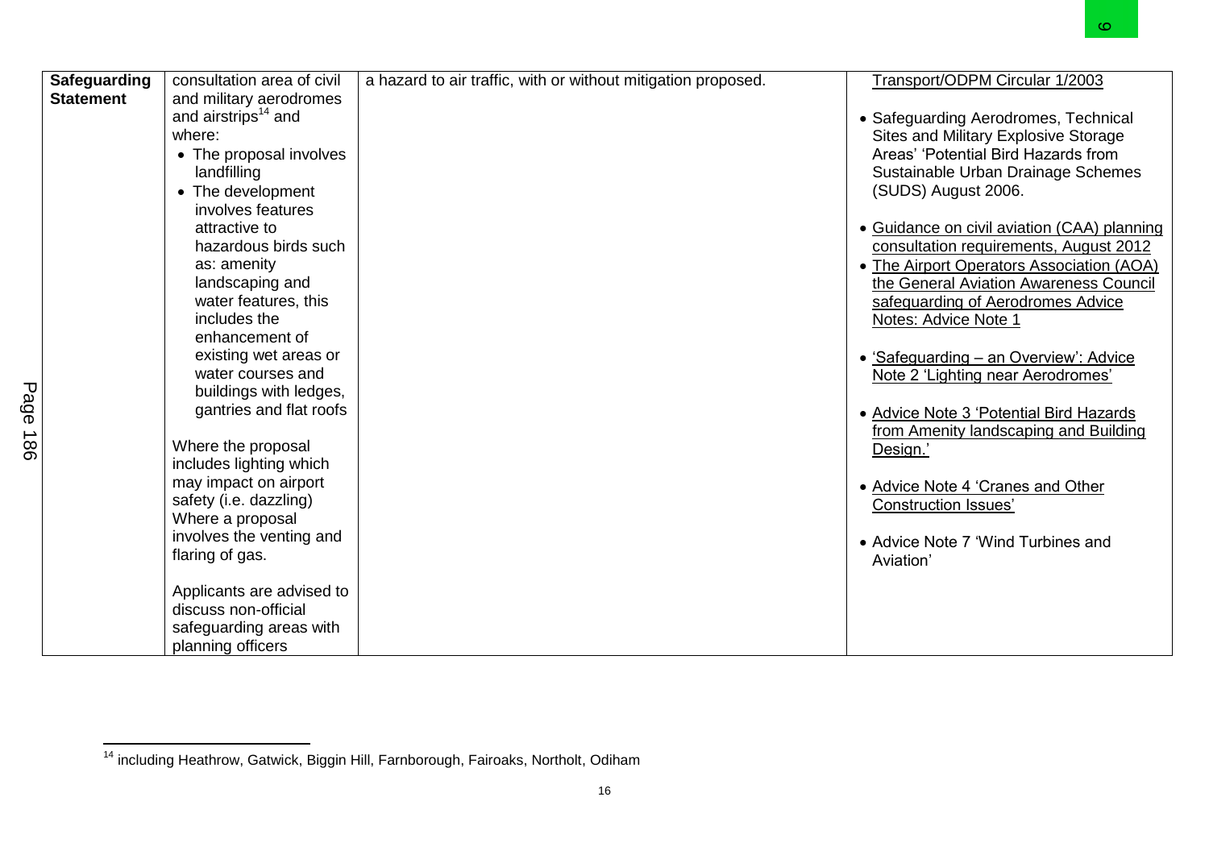| Safeguarding Statement | consultation area of civil and military aerodromes and airstrips[14] and where:<br>• The proposal involves landfilling<br>• The development involves features attractive to hazardous birds such as: amenity landscaping and water features, this includes the enhancement of existing wet areas or water courses and buildings with ledges, gantries and flat roofs<br><br>Where the proposal includes lighting which may impact on airport safety (i.e. dazzling)<br>Where a proposal involves the venting and flaring of gas.<br><br>Applicants are advised to discuss non-official safeguarding areas with planning officers | a hazard to air traffic, with or without mitigation proposed. | Transport/ODPM Circular 1/2003<br><br>• Safeguarding Aerodromes, Technical Sites and Military Explosive Storage Areas' 'Potential Bird Hazards from Sustainable Urban Drainage Schemes (SUDS) August 2006.<br><br>• Guidance on civil aviation (CAA) planning consultation requirements, August 2012<br>• The Airport Operators Association (AOA) the General Aviation Awareness Council safeguarding of Aerodromes Advice Notes: Advice Note 1<br><br>• 'Safeguarding – an Overview': Advice Note 2 'Lighting near Aerodromes'<br><br>• Advice Note 3 'Potential Bird Hazards from Amenity landscaping and Building Design.'<br><br>• Advice Note 4 'Cranes and Other Construction Issues'<br><br>• Advice Note 7 'Wind Turbines and Aviation' |
|---|---|---|---|

[14] including Heathrow, Gatwick, Biggin Hill, Farnborough, Fairoaks, Northolt, Odiham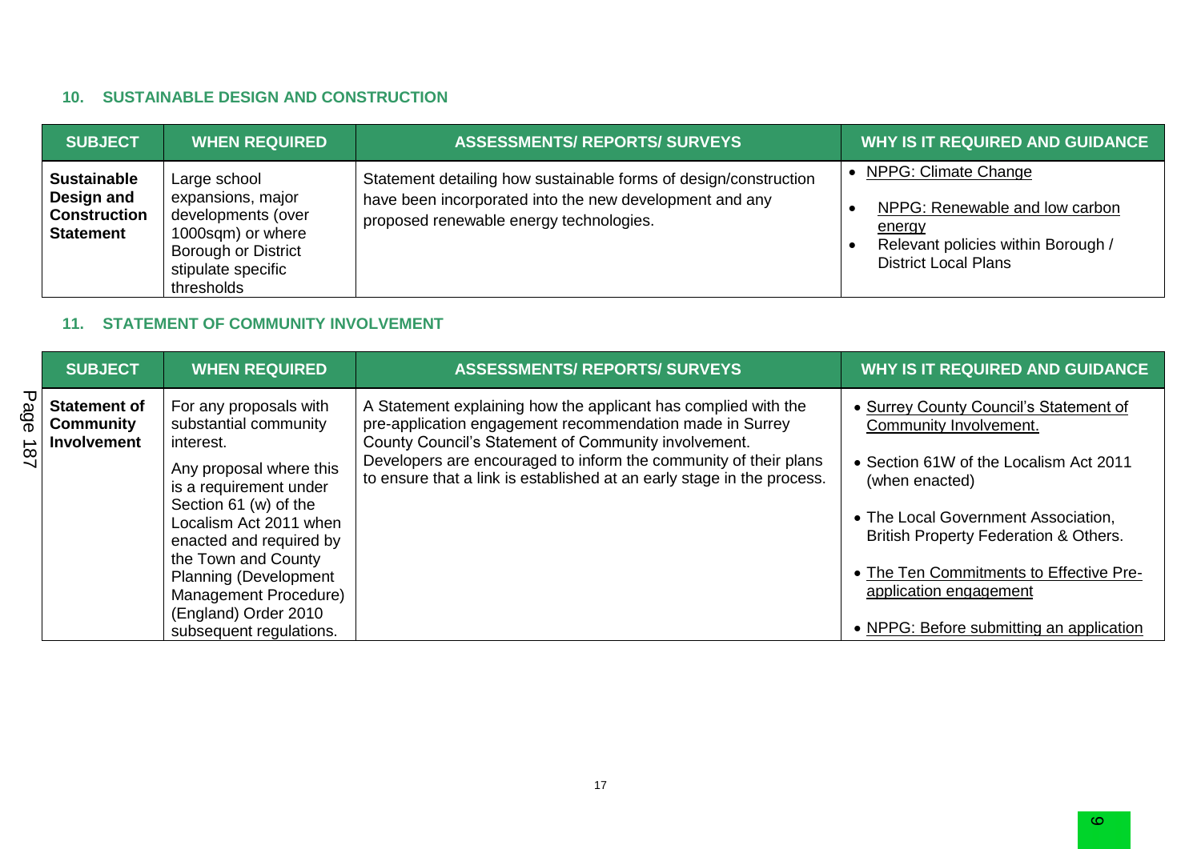## 10. SUSTAINABLE DESIGN AND CONSTRUCTION

| SUBJECT | WHEN REQUIRED | ASSESSMENTS/ REPORTS/ SURVEYS | WHY IS IT REQUIRED AND GUIDANCE |
|---|---|---|---|
| **Sustainable Design and Construction Statement** | Large school expansions, major developments (over 1000sqm) or where Borough or District stipulate specific thresholds | Statement detailing how sustainable forms of design/construction have been incorporated into the new development and any proposed renewable energy technologies. | • NPPG: Climate Change<br>• NPPG: Renewable and low carbon energy<br>• Relevant policies within Borough / District Local Plans |

## 11. STATEMENT OF COMMUNITY INVOLVEMENT

| SUBJECT | WHEN REQUIRED | ASSESSMENTS/ REPORTS/ SURVEYS | WHY IS IT REQUIRED AND GUIDANCE |
|---|---|---|---|
| **Statement of Community Involvement** | For any proposals with substantial community interest.<br>Any proposal where this is a requirement under Section 61 (w) of the Localism Act 2011 when enacted and required by the Town and County Planning (Development Management Procedure) (England) Order 2010 subsequent regulations. | A Statement explaining how the applicant has complied with the pre-application engagement recommendation made in Surrey County Council's Statement of Community involvement. Developers are encouraged to inform the community of their plans to ensure that a link is established at an early stage in the process. | • Surrey County Council's Statement of Community Involvement.<br>• Section 61W of the Localism Act 2011 (when enacted)<br>• The Local Government Association, British Property Federation & Others.<br>• The Ten Commitments to Effective Pre-application engagement<br>• NPPG: Before submitting an application |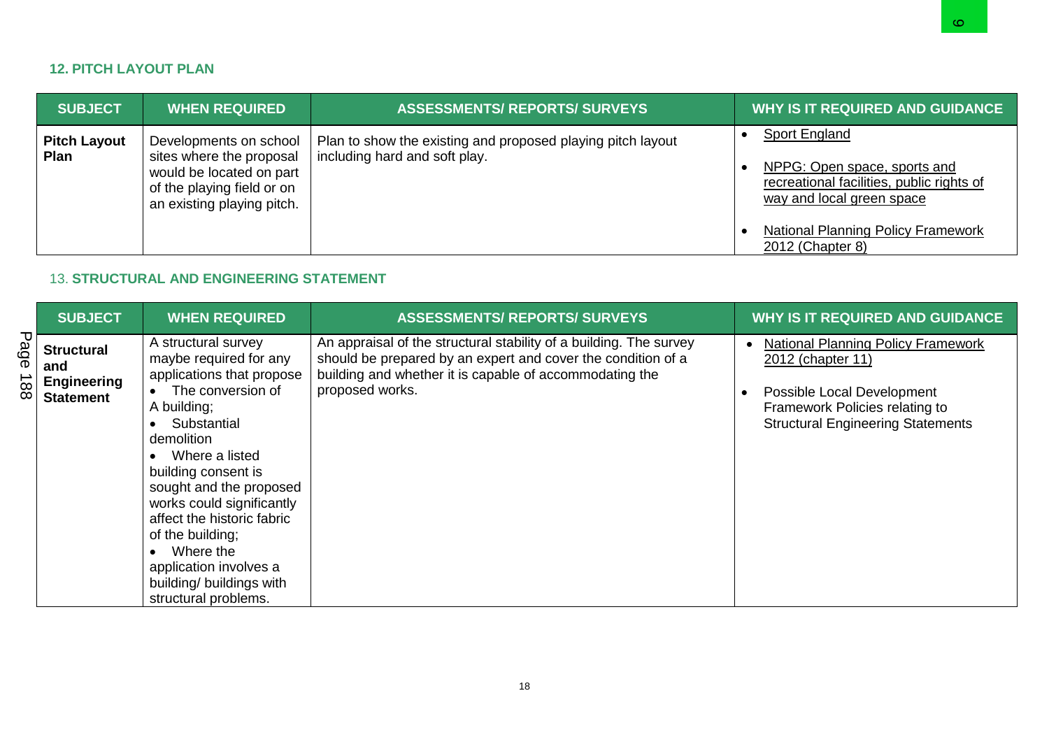### 12. PITCH LAYOUT PLAN

| SUBJECT | WHEN REQUIRED | ASSESSMENTS/ REPORTS/ SURVEYS | WHY IS IT REQUIRED AND GUIDANCE |
|---|---|---|---|
| **Pitch Layout Plan** | Developments on school sites where the proposal would be located on part of the playing field or on an existing playing pitch. | Plan to show the existing and proposed playing pitch layout including hard and soft play. | • Sport England<br>• NPPG: Open space, sports and recreational facilities, public rights of way and local green space<br>• National Planning Policy Framework 2012 (Chapter 8) |

### 13. STRUCTURAL AND ENGINEERING STATEMENT

| SUBJECT | WHEN REQUIRED | ASSESSMENTS/ REPORTS/ SURVEYS | WHY IS IT REQUIRED AND GUIDANCE |
|---|---|---|---|
| **Structural and Engineering Statement** | A structural survey maybe required for any applications that propose<br>• The conversion of A building;<br>• Substantial demolition<br>• Where a listed building consent is sought and the proposed works could significantly affect the historic fabric of the building;<br>• Where the application involves a building/ buildings with structural problems. | An appraisal of the structural stability of a building. The survey should be prepared by an expert and cover the condition of a building and whether it is capable of accommodating the proposed works. | • National Planning Policy Framework 2012 (chapter 11)<br>• Possible Local Development Framework Policies relating to Structural Engineering Statements |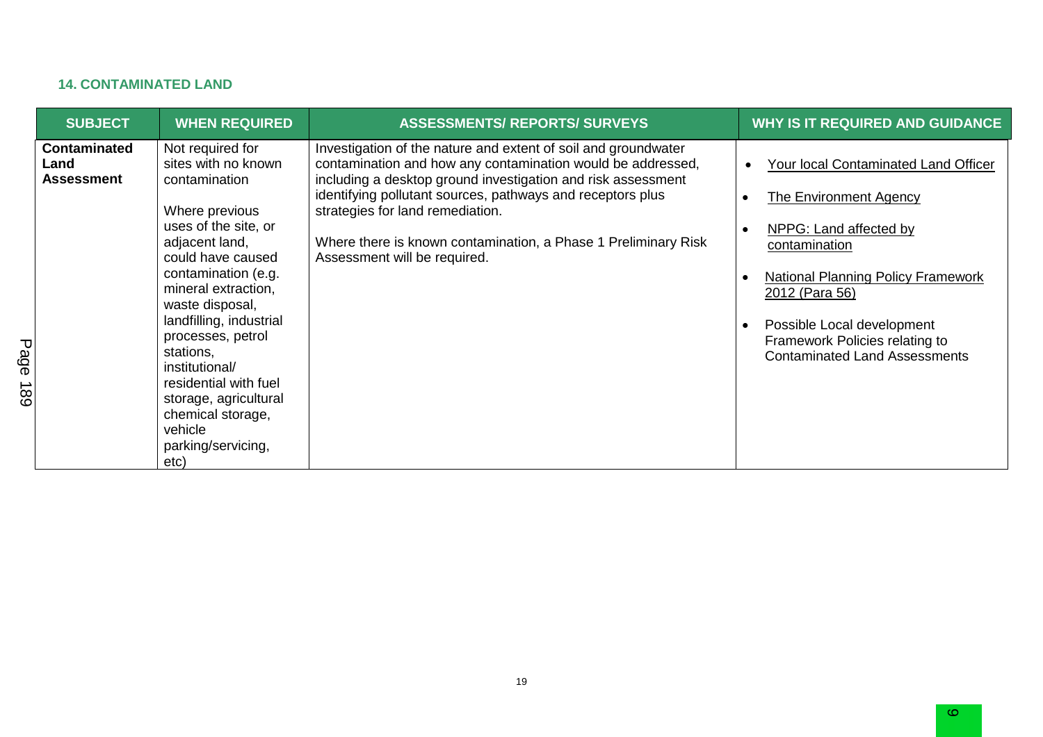### 14. CONTAMINATED LAND

| SUBJECT | WHEN REQUIRED | ASSESSMENTS/ REPORTS/ SURVEYS | WHY IS IT REQUIRED AND GUIDANCE |
|---|---|---|---|
| **Contaminated Land Assessment** | Not required for sites with no known contamination<br><br>Where previous uses of the site, or adjacent land, could have caused contamination (e.g. mineral extraction, waste disposal, landfilling, industrial processes, petrol stations, institutional/ residential with fuel storage, agricultural chemical storage, vehicle parking/servicing, etc) | Investigation of the nature and extent of soil and groundwater contamination and how any contamination would be addressed, including a desktop ground investigation and risk assessment identifying pollutant sources, pathways and receptors plus strategies for land remediation.<br><br>Where there is known contamination, a Phase 1 Preliminary Risk Assessment will be required. | • Your local Contaminated Land Officer<br>• The Environment Agency<br>• NPPG: Land affected by contamination<br>• National Planning Policy Framework 2012 (Para 56)<br>• Possible Local development Framework Policies relating to Contaminated Land Assessments |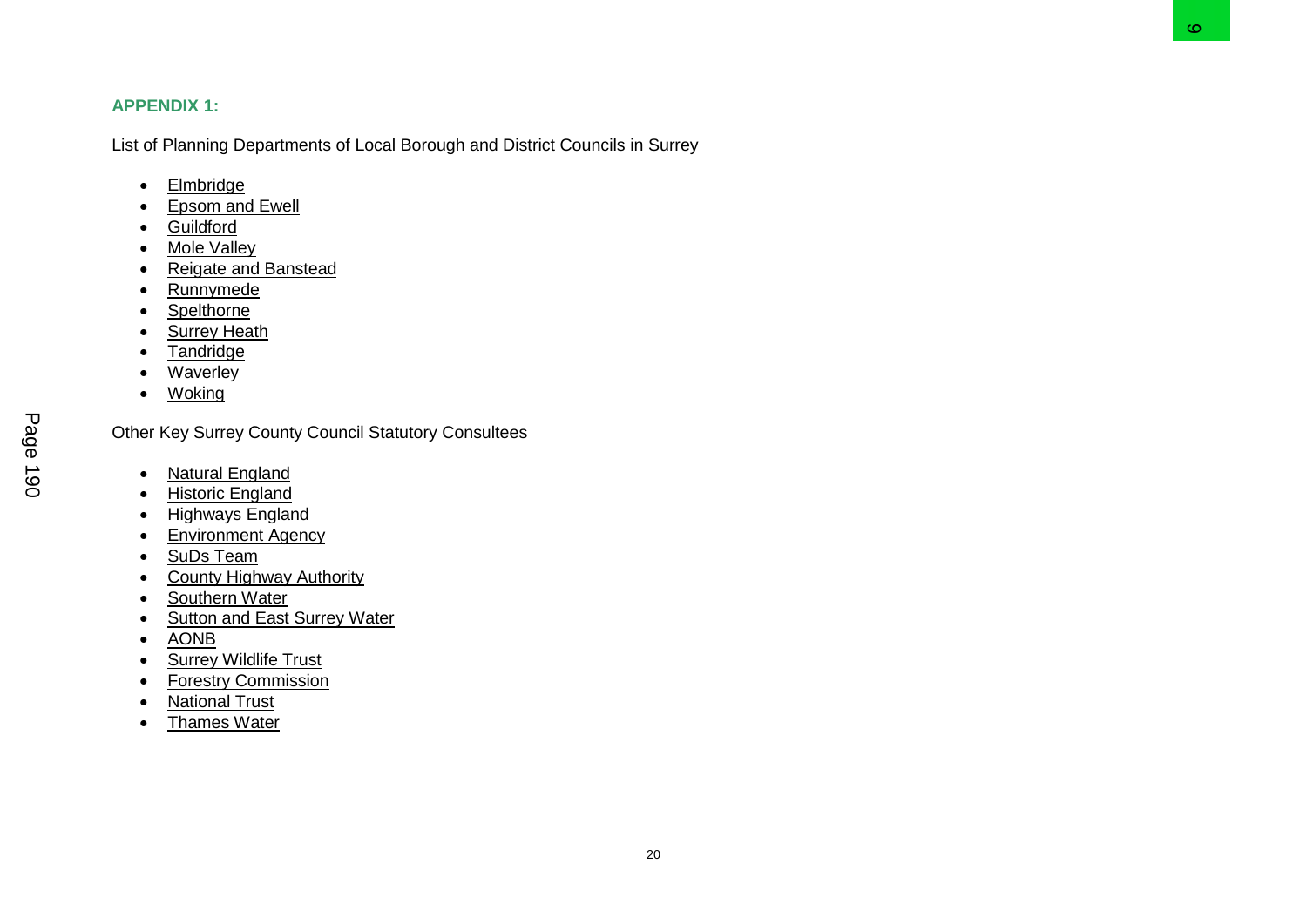**APPENDIX 1:**

List of Planning Departments of Local Borough and District Councils in Surrey

- Elmbridge
- Epsom and Ewell
- Guildford
- Mole Valley
- Reigate and Banstead
- Runnymede
- Spelthorne
- Surrey Heath
- Tandridge
- Waverley
- Woking

Other Key Surrey County Council Statutory Consultees

- Natural England
- Historic England
- Highways England
- Environment Agency
- SuDs Team
- County Highway Authority
- Southern Water
- Sutton and East Surrey Water
- AONB
- Surrey Wildlife Trust
- Forestry Commission
- National Trust
- Thames Water